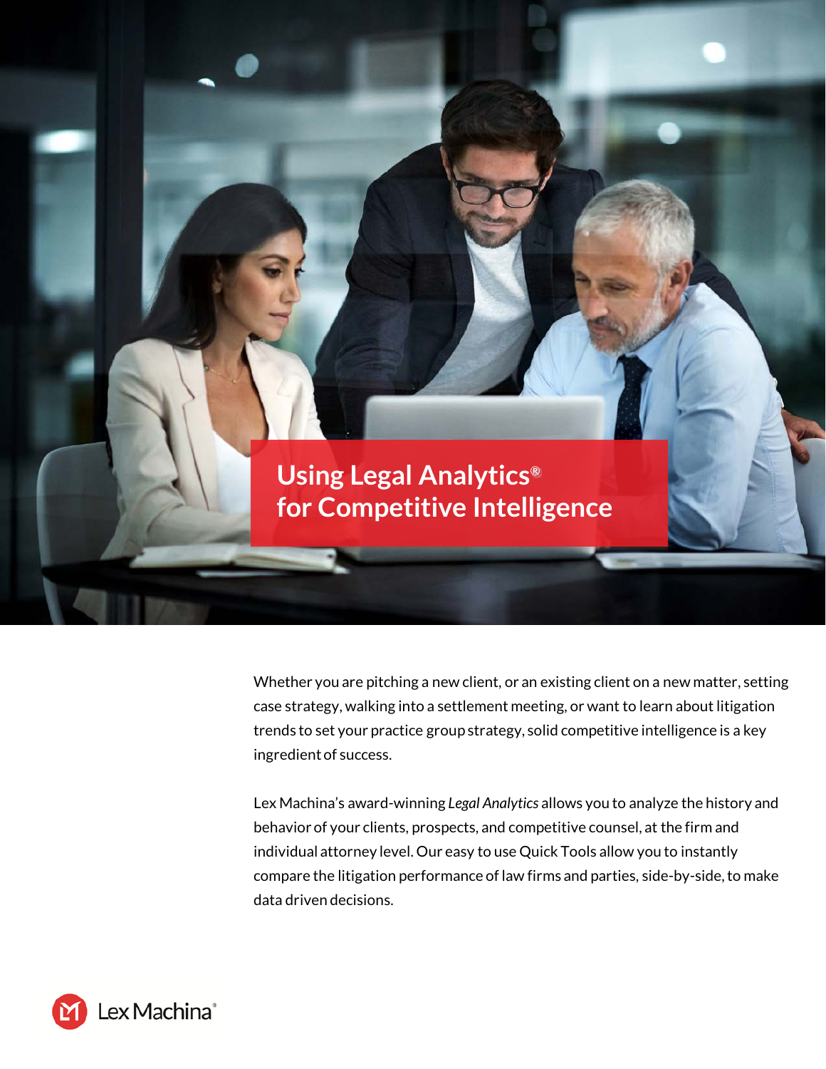# Using Legal Analytics® for Competitive Intelligence

Whether you are pitching a new client, or an existing client on a new matter, setting case strategy, walking into a settlement meeting, or want to learn about litigation trends to set your practice group strategy, solid competitive intelligence is a key ingredient of success.

Lex Machina's award-winning *Legal Analytics* allows you to analyze the history and behavior of your clients, prospects, and competitive counsel, at the firm and individual attorney level. Our easy to use Quick Tools allow you to instantly compare the litigation performance of law firms and parties, side-by-side, to make data driven decisions.

Lex Machina®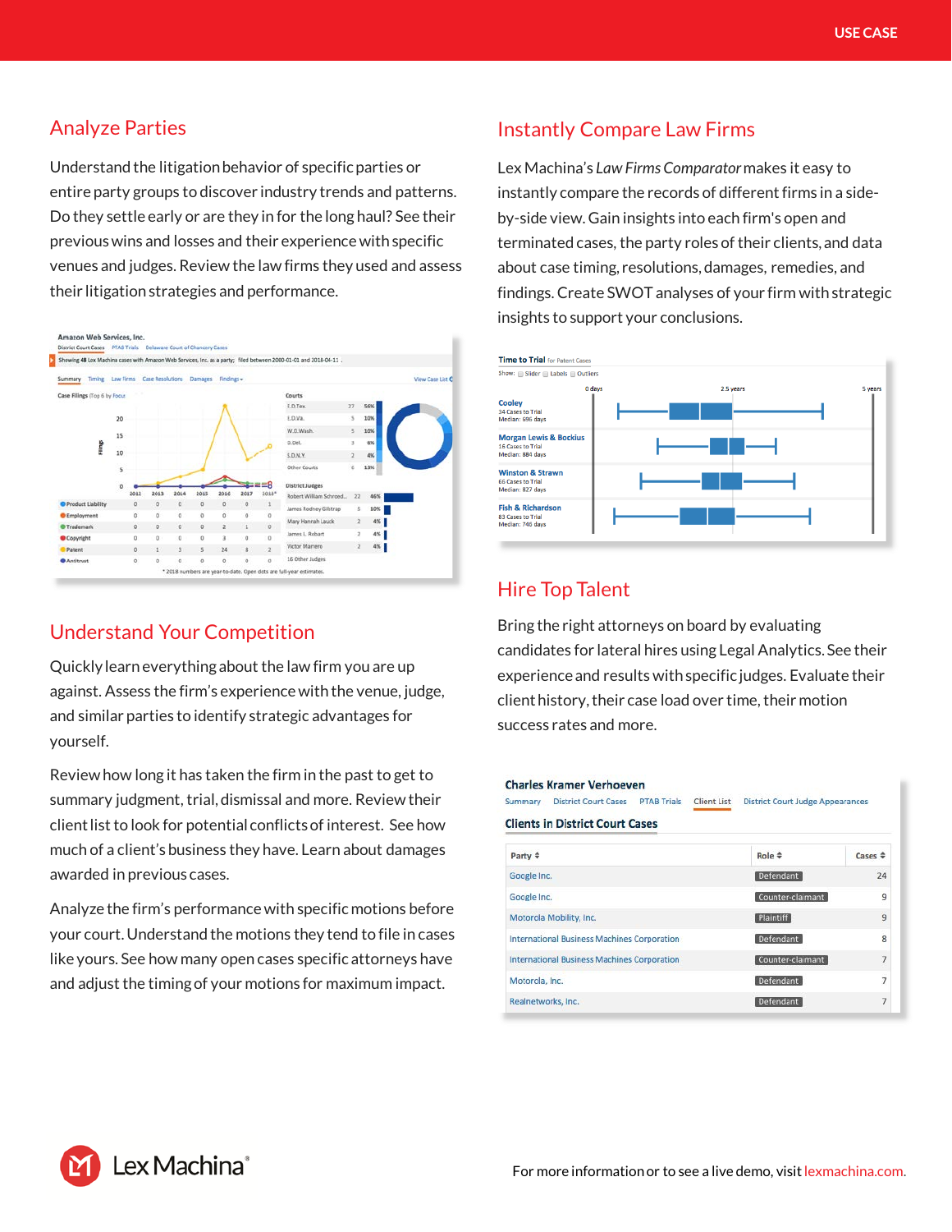## Analyze Parties

Understand the litigation behavior of specific parties or entire party groups to discover industry trends and patterns. Do they settle early or are they in for the long haul? See their previous wins and losses and their experience with specific venues and judges. Review the law firms they used and assess their litigation strategies and performance.

## Understand Your Competition

Quickly learn everything about the law firm you are up against. Assess the firm's experience with the venue, judge, and similar parties to identify strategic advantages for yourself.

Review how long it has taken the firm in the past to get to summary judgment, trial, dismissal and more. Review their client list to look for potential conflicts of interest. See how much of a client's business they have. Learn about damages awarded in previous cases.

Analyze the firm's performance with specific motions before your court. Understand the motions they tend to file in cases like yours. See how many open cases specific attorneys have and adjust the timing of your motions for maximum impact.

## Instantly Compare Law Firms

Lex Machina's *Law Firms Comparator* makes it easy to instantly compare the records of different firms in a side-by-side view. Gain insights into each firm's open and terminated cases, the party roles of their clients, and data about case timing, resolutions, damages, remedies, and findings. Create SWOT analyses of your firm with strategic insights to support your conclusions.

## Hire Top Talent

Bring the right attorneys on board by evaluating candidates for lateral hires using Legal Analytics. See their experience and results with specific judges. Evaluate their client history, their case load over time, their motion success rates and more.

**Charles Kramer Verhoeven**

Summary | District Court Cases | PTAB Trials | Client List | District Court Judge Appearances

**Clients in District Court Cases**

| Party | Role | Cases |
|---|---|---|
| Google Inc. | Defendant | 24 |
| Google Inc. | Counter-claimant | 9 |
| Motorola Mobility, Inc. | Plaintiff | 9 |
| International Business Machines Corporation | Defendant | 8 |
| International Business Machines Corporation | Counter-claimant | 7 |
| Motorola, Inc. | Defendant | 7 |
| Realnetworks, Inc. | Defendant | 7 |

For more information or to see a live demo, visit lexmachina.com.